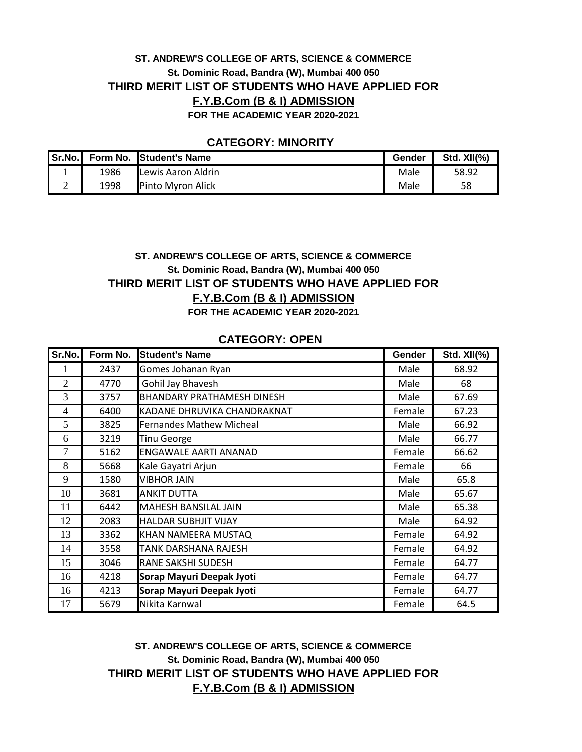**ST. ANDREW'S COLLEGE OF ARTS, SCIENCE & COMMERCE**

**St. Dominic Road, Bandra (W), Mumbai 400 050**

**THIRD MERIT LIST OF STUDENTS WHO HAVE APPLIED FOR**

**F.Y.B.Com (B & I) ADMISSION**

**FOR THE ACADEMIC YEAR 2020-2021**

### CATEGORY: MINORITY

| Sr.No. | Form No. | Student's Name | Gender | Std. XII(%) |
|---|---|---|---|---|
| 1 | 1986 | Lewis Aaron Aldrin | Male | 58.92 |
| 2 | 1998 | Pinto Myron Alick | Male | 58 |

**ST. ANDREW'S COLLEGE OF ARTS, SCIENCE & COMMERCE**

**St. Dominic Road, Bandra (W), Mumbai 400 050**

**THIRD MERIT LIST OF STUDENTS WHO HAVE APPLIED FOR**

**F.Y.B.Com (B & I) ADMISSION**

**FOR THE ACADEMIC YEAR 2020-2021**

### CATEGORY: OPEN

| Sr.No. | Form No. | Student's Name | Gender | Std. XII(%) |
|---|---|---|---|---|
| 1 | 2437 | Gomes Johanan Ryan | Male | 68.92 |
| 2 | 4770 | Gohil Jay Bhavesh | Male | 68 |
| 3 | 3757 | BHANDARY PRATHAMESH DINESH | Male | 67.69 |
| 4 | 6400 | KADANE DHRUVIKA CHANDRAKNAT | Female | 67.23 |
| 5 | 3825 | Fernandes Mathew Micheal | Male | 66.92 |
| 6 | 3219 | Tinu George | Male | 66.77 |
| 7 | 5162 | ENGAWALE AARTI ANANAD | Female | 66.62 |
| 8 | 5668 | Kale Gayatri Arjun | Female | 66 |
| 9 | 1580 | VIBHOR JAIN | Male | 65.8 |
| 10 | 3681 | ANKIT DUTTA | Male | 65.67 |
| 11 | 6442 | MAHESH BANSILAL JAIN | Male | 65.38 |
| 12 | 2083 | HALDAR SUBHJIT VIJAY | Male | 64.92 |
| 13 | 3362 | KHAN NAMEERA MUSTAQ | Female | 64.92 |
| 14 | 3558 | TANK DARSHANA RAJESH | Female | 64.92 |
| 15 | 3046 | RANE SAKSHI SUDESH | Female | 64.77 |
| 16 | 4218 | **Sorap Mayuri Deepak Jyoti** | Female | 64.77 |
| 16 | 4213 | **Sorap Mayuri Deepak Jyoti** | Female | 64.77 |
| 17 | 5679 | Nikita Karnwal | Female | 64.5 |

**ST. ANDREW'S COLLEGE OF ARTS, SCIENCE & COMMERCE**

**St. Dominic Road, Bandra (W), Mumbai 400 050**

**THIRD MERIT LIST OF STUDENTS WHO HAVE APPLIED FOR**

**F.Y.B.Com (B & I) ADMISSION**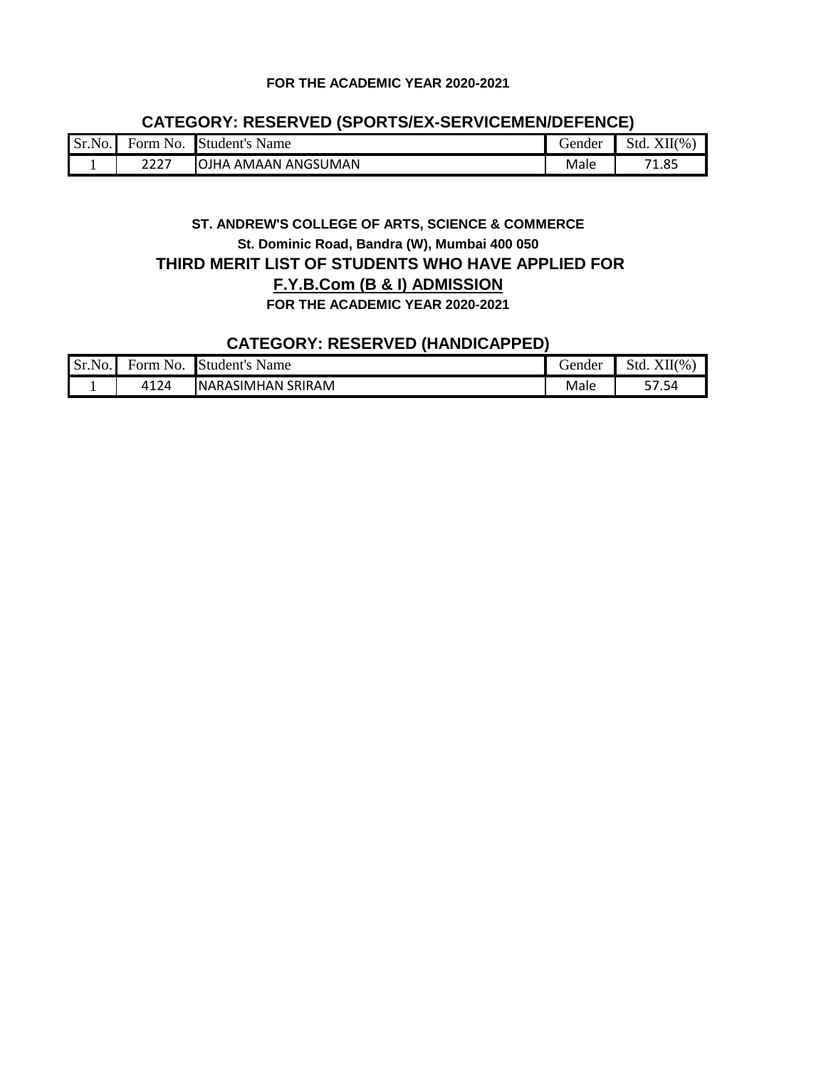**FOR THE ACADEMIC YEAR 2020-2021**

### CATEGORY: RESERVED (SPORTS/EX-SERVICEMEN/DEFENCE)

| Sr.No. | Form No. | Student's Name | Gender | Std. XII(%) |
|---|---|---|---|---|
| 1 | 2227 | OJHA AMAAN ANGSUMAN | Male | 71.85 |

**ST. ANDREW'S COLLEGE OF ARTS, SCIENCE & COMMERCE**

**St. Dominic Road, Bandra (W), Mumbai 400 050**

## THIRD MERIT LIST OF STUDENTS WHO HAVE APPLIED FOR

## F.Y.B.Com (B & I) ADMISSION

**FOR THE ACADEMIC YEAR 2020-2021**

### CATEGORY: RESERVED (HANDICAPPED)

| Sr.No. | Form No. | Student's Name | Gender | Std. XII(%) |
|---|---|---|---|---|
| 1 | 4124 | NARASIMHAN SRIRAM | Male | 57.54 |